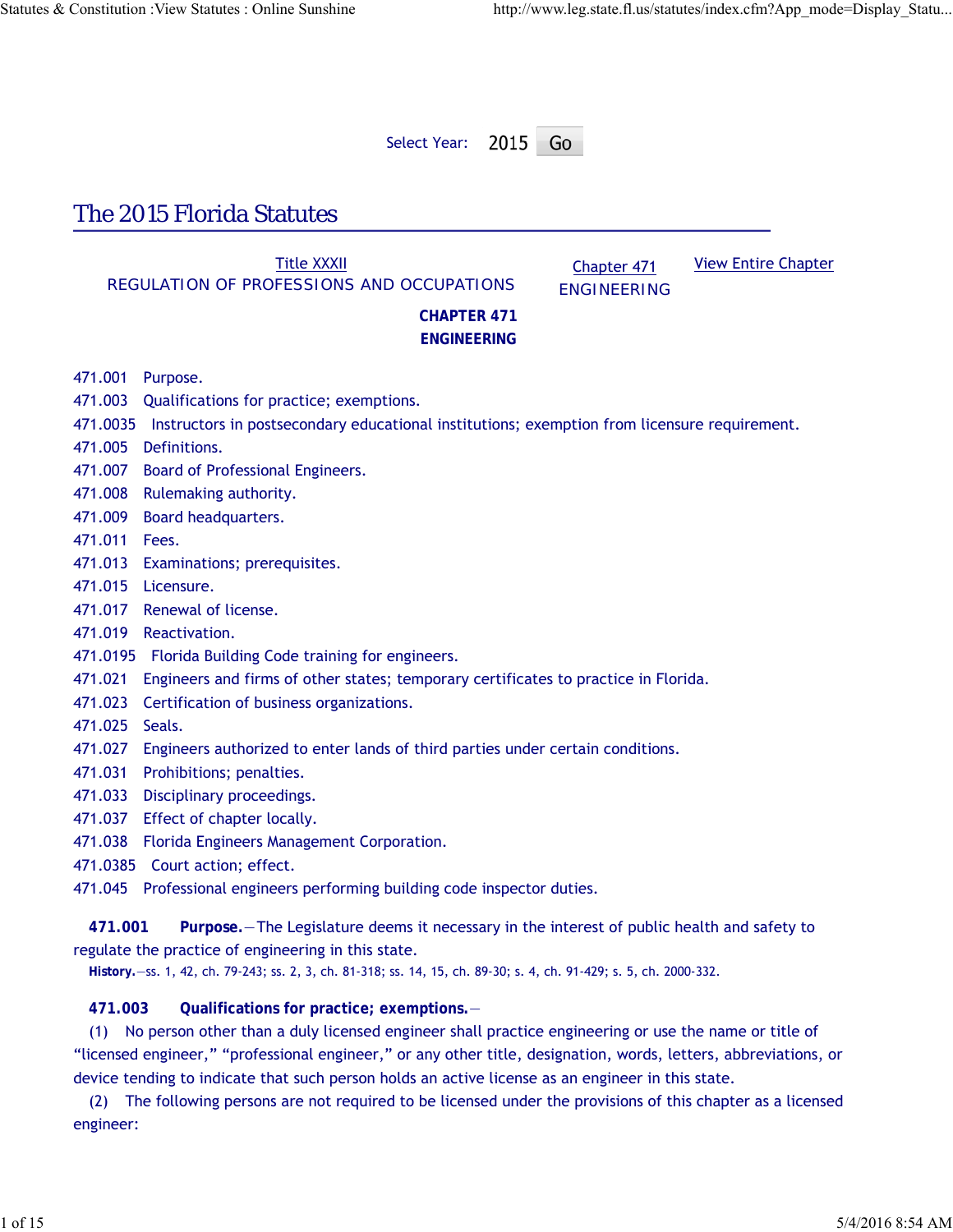Select Year: 2015 Go

# The 2015 Florida Statutes

Title XXXII
REGULATION OF PROFESSIONS AND OCCUPATIONS

Chapter 471
ENGINEERING

View Entire Chapter

## CHAPTER 471
## ENGINEERING

471.001 Purpose.
471.003 Qualifications for practice; exemptions.
471.0035 Instructors in postsecondary educational institutions; exemption from licensure requirement.
471.005 Definitions.
471.007 Board of Professional Engineers.
471.008 Rulemaking authority.
471.009 Board headquarters.
471.011 Fees.
471.013 Examinations; prerequisites.
471.015 Licensure.
471.017 Renewal of license.
471.019 Reactivation.
471.0195 Florida Building Code training for engineers.
471.021 Engineers and firms of other states; temporary certificates to practice in Florida.
471.023 Certification of business organizations.
471.025 Seals.
471.027 Engineers authorized to enter lands of third parties under certain conditions.
471.031 Prohibitions; penalties.
471.033 Disciplinary proceedings.
471.037 Effect of chapter locally.
471.038 Florida Engineers Management Corporation.
471.0385 Court action; effect.
471.045 Professional engineers performing building code inspector duties.

**471.001 Purpose.**—The Legislature deems it necessary in the interest of public health and safety to regulate the practice of engineering in this state.

**History.**—ss. 1, 42, ch. 79-243; ss. 2, 3, ch. 81-318; ss. 14, 15, ch. 89-30; s. 4, ch. 91-429; s. 5, ch. 2000-332.

**471.003 Qualifications for practice; exemptions.**—

(1) No person other than a duly licensed engineer shall practice engineering or use the name or title of "licensed engineer," "professional engineer," or any other title, designation, words, letters, abbreviations, or device tending to indicate that such person holds an active license as an engineer in this state.

(2) The following persons are not required to be licensed under the provisions of this chapter as a licensed engineer: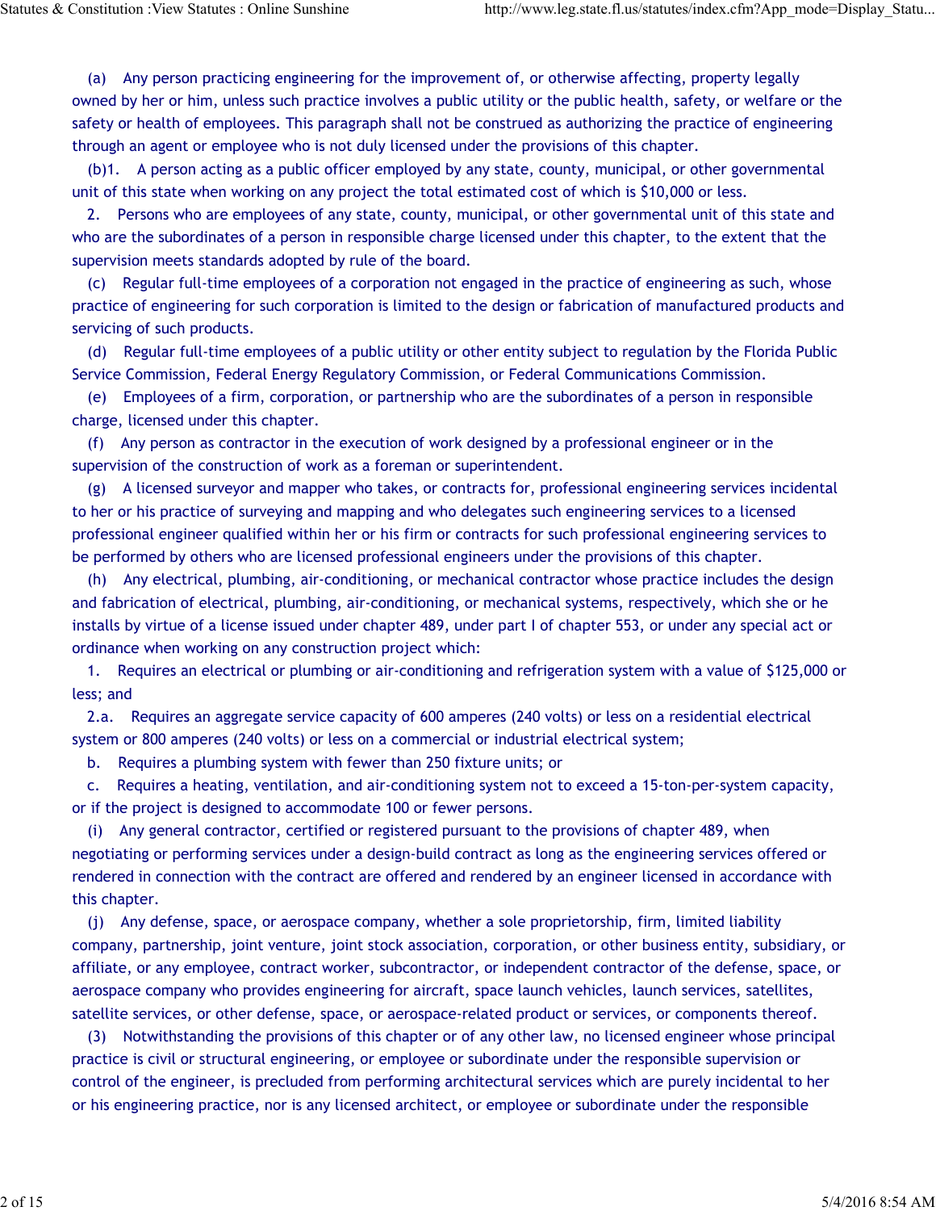(a) Any person practicing engineering for the improvement of, or otherwise affecting, property legally owned by her or him, unless such practice involves a public utility or the public health, safety, or welfare or the safety or health of employees. This paragraph shall not be construed as authorizing the practice of engineering through an agent or employee who is not duly licensed under the provisions of this chapter.

(b)1. A person acting as a public officer employed by any state, county, municipal, or other governmental unit of this state when working on any project the total estimated cost of which is $10,000 or less.

2. Persons who are employees of any state, county, municipal, or other governmental unit of this state and who are the subordinates of a person in responsible charge licensed under this chapter, to the extent that the supervision meets standards adopted by rule of the board.

(c) Regular full-time employees of a corporation not engaged in the practice of engineering as such, whose practice of engineering for such corporation is limited to the design or fabrication of manufactured products and servicing of such products.

(d) Regular full-time employees of a public utility or other entity subject to regulation by the Florida Public Service Commission, Federal Energy Regulatory Commission, or Federal Communications Commission.

(e) Employees of a firm, corporation, or partnership who are the subordinates of a person in responsible charge, licensed under this chapter.

(f) Any person as contractor in the execution of work designed by a professional engineer or in the supervision of the construction of work as a foreman or superintendent.

(g) A licensed surveyor and mapper who takes, or contracts for, professional engineering services incidental to her or his practice of surveying and mapping and who delegates such engineering services to a licensed professional engineer qualified within her or his firm or contracts for such professional engineering services to be performed by others who are licensed professional engineers under the provisions of this chapter.

(h) Any electrical, plumbing, air-conditioning, or mechanical contractor whose practice includes the design and fabrication of electrical, plumbing, air-conditioning, or mechanical systems, respectively, which she or he installs by virtue of a license issued under chapter 489, under part I of chapter 553, or under any special act or ordinance when working on any construction project which:

1. Requires an electrical or plumbing or air-conditioning and refrigeration system with a value of $125,000 or less; and

2.a. Requires an aggregate service capacity of 600 amperes (240 volts) or less on a residential electrical system or 800 amperes (240 volts) or less on a commercial or industrial electrical system;

b. Requires a plumbing system with fewer than 250 fixture units; or

c. Requires a heating, ventilation, and air-conditioning system not to exceed a 15-ton-per-system capacity, or if the project is designed to accommodate 100 or fewer persons.

(i) Any general contractor, certified or registered pursuant to the provisions of chapter 489, when negotiating or performing services under a design-build contract as long as the engineering services offered or rendered in connection with the contract are offered and rendered by an engineer licensed in accordance with this chapter.

(j) Any defense, space, or aerospace company, whether a sole proprietorship, firm, limited liability company, partnership, joint venture, joint stock association, corporation, or other business entity, subsidiary, or affiliate, or any employee, contract worker, subcontractor, or independent contractor of the defense, space, or aerospace company who provides engineering for aircraft, space launch vehicles, launch services, satellites, satellite services, or other defense, space, or aerospace-related product or services, or components thereof.

(3) Notwithstanding the provisions of this chapter or of any other law, no licensed engineer whose principal practice is civil or structural engineering, or employee or subordinate under the responsible supervision or control of the engineer, is precluded from performing architectural services which are purely incidental to her or his engineering practice, nor is any licensed architect, or employee or subordinate under the responsible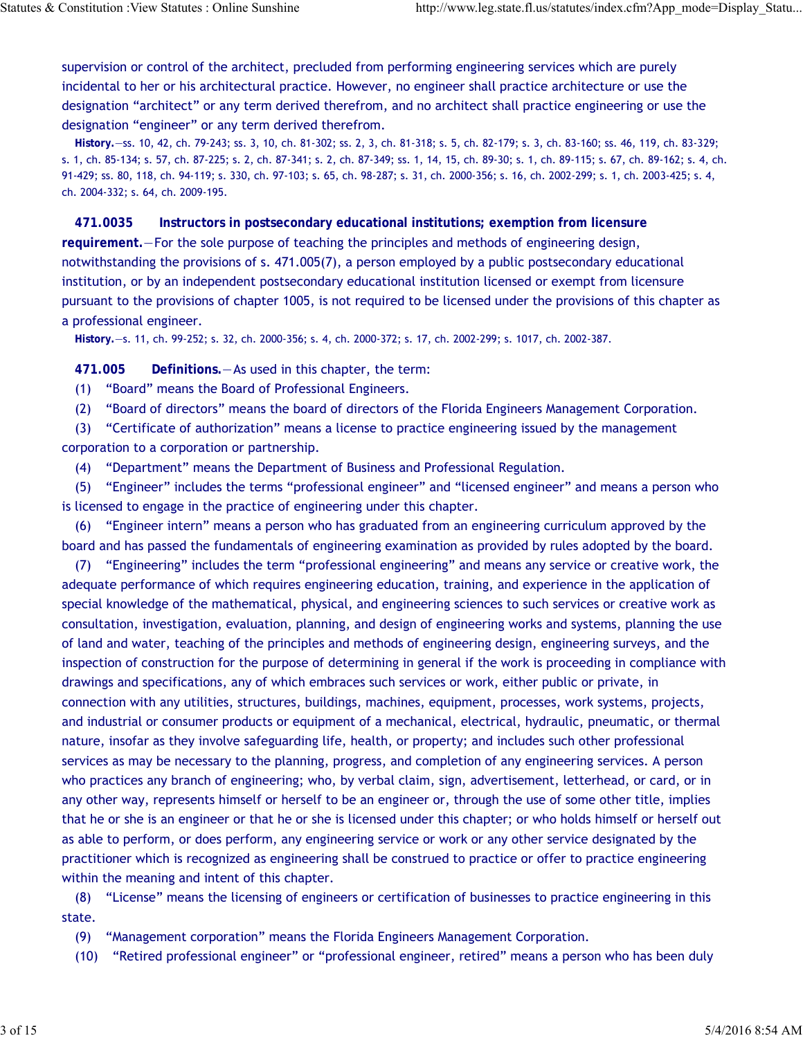supervision or control of the architect, precluded from performing engineering services which are purely incidental to her or his architectural practice. However, no engineer shall practice architecture or use the designation "architect" or any term derived therefrom, and no architect shall practice engineering or use the designation "engineer" or any term derived therefrom.

**History.**—ss. 10, 42, ch. 79-243; ss. 3, 10, ch. 81-302; ss. 2, 3, ch. 81-318; s. 5, ch. 82-179; s. 3, ch. 83-160; ss. 46, 119, ch. 83-329; s. 1, ch. 85-134; s. 57, ch. 87-225; s. 2, ch. 87-341; s. 2, ch. 87-349; ss. 1, 14, 15, ch. 89-30; s. 1, ch. 89-115; s. 67, ch. 89-162; s. 4, ch. 91-429; ss. 80, 118, ch. 94-119; s. 330, ch. 97-103; s. 65, ch. 98-287; s. 31, ch. 2000-356; s. 16, ch. 2002-299; s. 1, ch. 2003-425; s. 4, ch. 2004-332; s. 64, ch. 2009-195.

**471.0035 Instructors in postsecondary educational institutions; exemption from licensure requirement.**—For the sole purpose of teaching the principles and methods of engineering design, notwithstanding the provisions of s. 471.005(7), a person employed by a public postsecondary educational institution, or by an independent postsecondary educational institution licensed or exempt from licensure pursuant to the provisions of chapter 1005, is not required to be licensed under the provisions of this chapter as a professional engineer.

**History.**—s. 11, ch. 99-252; s. 32, ch. 2000-356; s. 4, ch. 2000-372; s. 17, ch. 2002-299; s. 1017, ch. 2002-387.

**471.005 Definitions.**—As used in this chapter, the term:

(1) "Board" means the Board of Professional Engineers.

(2) "Board of directors" means the board of directors of the Florida Engineers Management Corporation.

(3) "Certificate of authorization" means a license to practice engineering issued by the management corporation to a corporation or partnership.

(4) "Department" means the Department of Business and Professional Regulation.

(5) "Engineer" includes the terms "professional engineer" and "licensed engineer" and means a person who is licensed to engage in the practice of engineering under this chapter.

(6) "Engineer intern" means a person who has graduated from an engineering curriculum approved by the board and has passed the fundamentals of engineering examination as provided by rules adopted by the board.

(7) "Engineering" includes the term "professional engineering" and means any service or creative work, the adequate performance of which requires engineering education, training, and experience in the application of special knowledge of the mathematical, physical, and engineering sciences to such services or creative work as consultation, investigation, evaluation, planning, and design of engineering works and systems, planning the use of land and water, teaching of the principles and methods of engineering design, engineering surveys, and the inspection of construction for the purpose of determining in general if the work is proceeding in compliance with drawings and specifications, any of which embraces such services or work, either public or private, in connection with any utilities, structures, buildings, machines, equipment, processes, work systems, projects, and industrial or consumer products or equipment of a mechanical, electrical, hydraulic, pneumatic, or thermal nature, insofar as they involve safeguarding life, health, or property; and includes such other professional services as may be necessary to the planning, progress, and completion of any engineering services. A person who practices any branch of engineering; who, by verbal claim, sign, advertisement, letterhead, or card, or in any other way, represents himself or herself to be an engineer or, through the use of some other title, implies that he or she is an engineer or that he or she is licensed under this chapter; or who holds himself or herself out as able to perform, or does perform, any engineering service or work or any other service designated by the practitioner which is recognized as engineering shall be construed to practice or offer to practice engineering within the meaning and intent of this chapter.

(8) "License" means the licensing of engineers or certification of businesses to practice engineering in this state.

(9) "Management corporation" means the Florida Engineers Management Corporation.

(10) "Retired professional engineer" or "professional engineer, retired" means a person who has been duly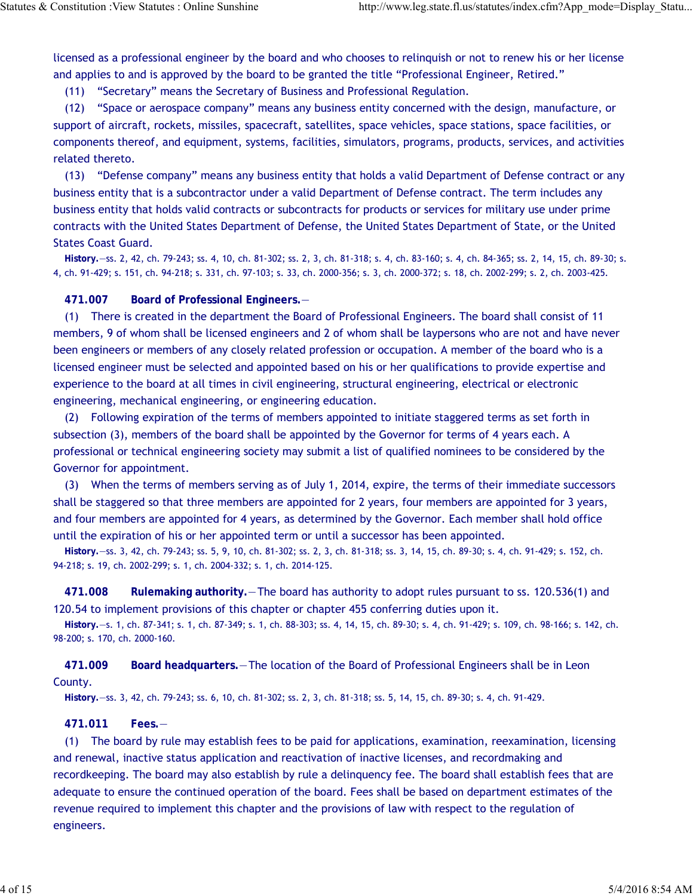licensed as a professional engineer by the board and who chooses to relinquish or not to renew his or her license and applies to and is approved by the board to be granted the title "Professional Engineer, Retired."

(11) "Secretary" means the Secretary of Business and Professional Regulation.

(12) "Space or aerospace company" means any business entity concerned with the design, manufacture, or support of aircraft, rockets, missiles, spacecraft, satellites, space vehicles, space stations, space facilities, or components thereof, and equipment, systems, facilities, simulators, programs, products, services, and activities related thereto.

(13) "Defense company" means any business entity that holds a valid Department of Defense contract or any business entity that is a subcontractor under a valid Department of Defense contract. The term includes any business entity that holds valid contracts or subcontracts for products or services for military use under prime contracts with the United States Department of Defense, the United States Department of State, or the United States Coast Guard.

**History.**—ss. 2, 42, ch. 79-243; ss. 4, 10, ch. 81-302; ss. 2, 3, ch. 81-318; s. 4, ch. 83-160; s. 4, ch. 84-365; ss. 2, 14, 15, ch. 89-30; s. 4, ch. 91-429; s. 151, ch. 94-218; s. 331, ch. 97-103; s. 33, ch. 2000-356; s. 3, ch. 2000-372; s. 18, ch. 2002-299; s. 2, ch. 2003-425.

**471.007 Board of Professional Engineers.**—

(1) There is created in the department the Board of Professional Engineers. The board shall consist of 11 members, 9 of whom shall be licensed engineers and 2 of whom shall be laypersons who are not and have never been engineers or members of any closely related profession or occupation. A member of the board who is a licensed engineer must be selected and appointed based on his or her qualifications to provide expertise and experience to the board at all times in civil engineering, structural engineering, electrical or electronic engineering, mechanical engineering, or engineering education.

(2) Following expiration of the terms of members appointed to initiate staggered terms as set forth in subsection (3), members of the board shall be appointed by the Governor for terms of 4 years each. A professional or technical engineering society may submit a list of qualified nominees to be considered by the Governor for appointment.

(3) When the terms of members serving as of July 1, 2014, expire, the terms of their immediate successors shall be staggered so that three members are appointed for 2 years, four members are appointed for 3 years, and four members are appointed for 4 years, as determined by the Governor. Each member shall hold office until the expiration of his or her appointed term or until a successor has been appointed.

**History.**—ss. 3, 42, ch. 79-243; ss. 5, 9, 10, ch. 81-302; ss. 2, 3, ch. 81-318; ss. 3, 14, 15, ch. 89-30; s. 4, ch. 91-429; s. 152, ch. 94-218; s. 19, ch. 2002-299; s. 1, ch. 2004-332; s. 1, ch. 2014-125.

**471.008 Rulemaking authority.**—The board has authority to adopt rules pursuant to ss. 120.536(1) and 120.54 to implement provisions of this chapter or chapter 455 conferring duties upon it.

**History.**—s. 1, ch. 87-341; s. 1, ch. 87-349; s. 1, ch. 88-303; ss. 4, 14, 15, ch. 89-30; s. 4, ch. 91-429; s. 109, ch. 98-166; s. 142, ch. 98-200; s. 170, ch. 2000-160.

**471.009 Board headquarters.**—The location of the Board of Professional Engineers shall be in Leon County.

**History.**—ss. 3, 42, ch. 79-243; ss. 6, 10, ch. 81-302; ss. 2, 3, ch. 81-318; ss. 5, 14, 15, ch. 89-30; s. 4, ch. 91-429.

**471.011 Fees.**—

(1) The board by rule may establish fees to be paid for applications, examination, reexamination, licensing and renewal, inactive status application and reactivation of inactive licenses, and recordmaking and recordkeeping. The board may also establish by rule a delinquency fee. The board shall establish fees that are adequate to ensure the continued operation of the board. Fees shall be based on department estimates of the revenue required to implement this chapter and the provisions of law with respect to the regulation of engineers.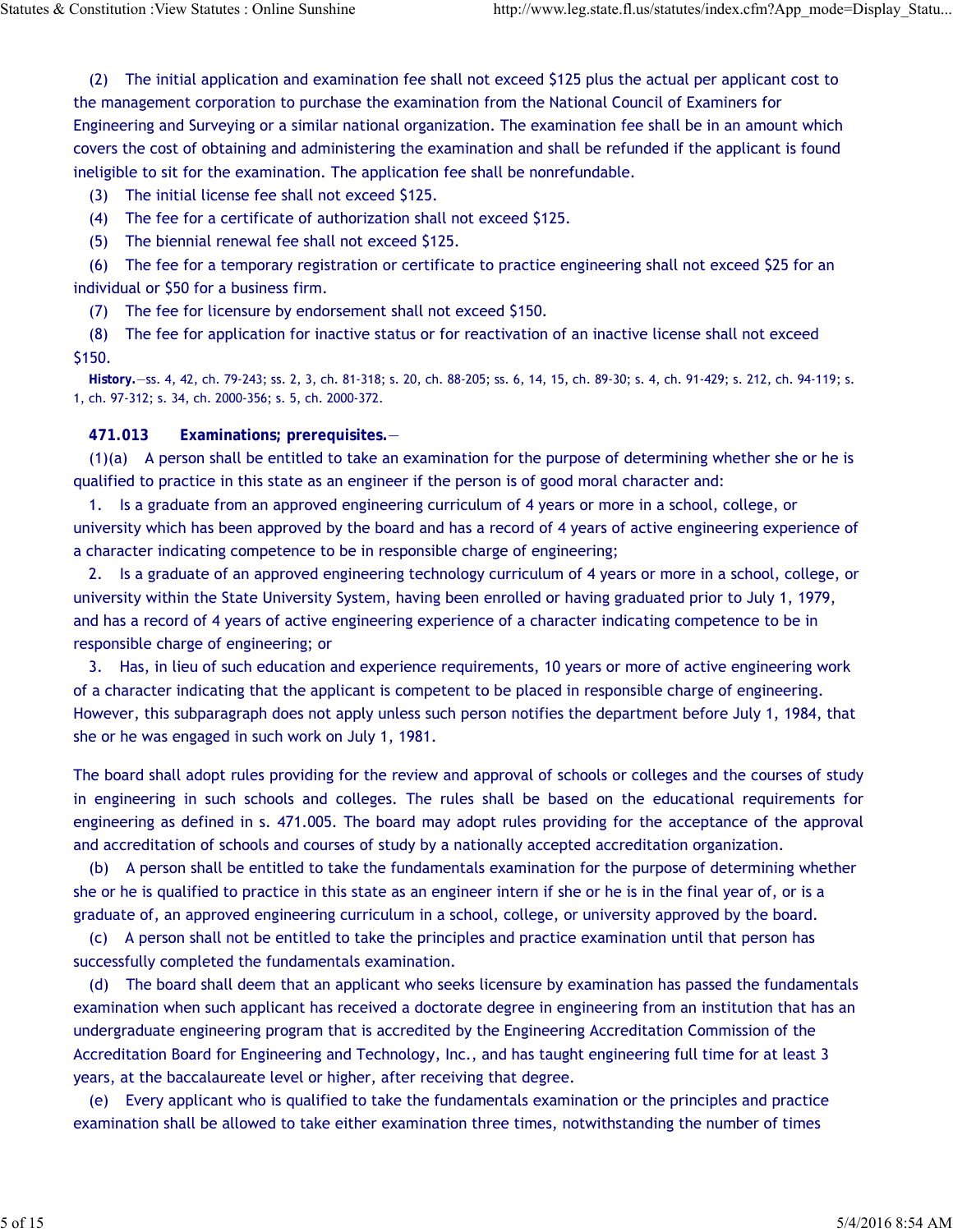(2) The initial application and examination fee shall not exceed $125 plus the actual per applicant cost to the management corporation to purchase the examination from the National Council of Examiners for Engineering and Surveying or a similar national organization. The examination fee shall be in an amount which covers the cost of obtaining and administering the examination and shall be refunded if the applicant is found ineligible to sit for the examination. The application fee shall be nonrefundable.

(3) The initial license fee shall not exceed $125.

(4) The fee for a certificate of authorization shall not exceed $125.

(5) The biennial renewal fee shall not exceed $125.

(6) The fee for a temporary registration or certificate to practice engineering shall not exceed $25 for an individual or $50 for a business firm.

(7) The fee for licensure by endorsement shall not exceed $150.

(8) The fee for application for inactive status or for reactivation of an inactive license shall not exceed $150.

**History.**—ss. 4, 42, ch. 79-243; ss. 2, 3, ch. 81-318; s. 20, ch. 88-205; ss. 6, 14, 15, ch. 89-30; s. 4, ch. 91-429; s. 212, ch. 94-119; s. 1, ch. 97-312; s. 34, ch. 2000-356; s. 5, ch. 2000-372.

**471.013 Examinations; prerequisites.**—

(1)(a) A person shall be entitled to take an examination for the purpose of determining whether she or he is qualified to practice in this state as an engineer if the person is of good moral character and:

1. Is a graduate from an approved engineering curriculum of 4 years or more in a school, college, or university which has been approved by the board and has a record of 4 years of active engineering experience of a character indicating competence to be in responsible charge of engineering;

2. Is a graduate of an approved engineering technology curriculum of 4 years or more in a school, college, or university within the State University System, having been enrolled or having graduated prior to July 1, 1979, and has a record of 4 years of active engineering experience of a character indicating competence to be in responsible charge of engineering; or

3. Has, in lieu of such education and experience requirements, 10 years or more of active engineering work of a character indicating that the applicant is competent to be placed in responsible charge of engineering. However, this subparagraph does not apply unless such person notifies the department before July 1, 1984, that she or he was engaged in such work on July 1, 1981.

The board shall adopt rules providing for the review and approval of schools or colleges and the courses of study in engineering in such schools and colleges. The rules shall be based on the educational requirements for engineering as defined in s. 471.005. The board may adopt rules providing for the acceptance of the approval and accreditation of schools and courses of study by a nationally accepted accreditation organization.

(b) A person shall be entitled to take the fundamentals examination for the purpose of determining whether she or he is qualified to practice in this state as an engineer intern if she or he is in the final year of, or is a graduate of, an approved engineering curriculum in a school, college, or university approved by the board.

(c) A person shall not be entitled to take the principles and practice examination until that person has successfully completed the fundamentals examination.

(d) The board shall deem that an applicant who seeks licensure by examination has passed the fundamentals examination when such applicant has received a doctorate degree in engineering from an institution that has an undergraduate engineering program that is accredited by the Engineering Accreditation Commission of the Accreditation Board for Engineering and Technology, Inc., and has taught engineering full time for at least 3 years, at the baccalaureate level or higher, after receiving that degree.

(e) Every applicant who is qualified to take the fundamentals examination or the principles and practice examination shall be allowed to take either examination three times, notwithstanding the number of times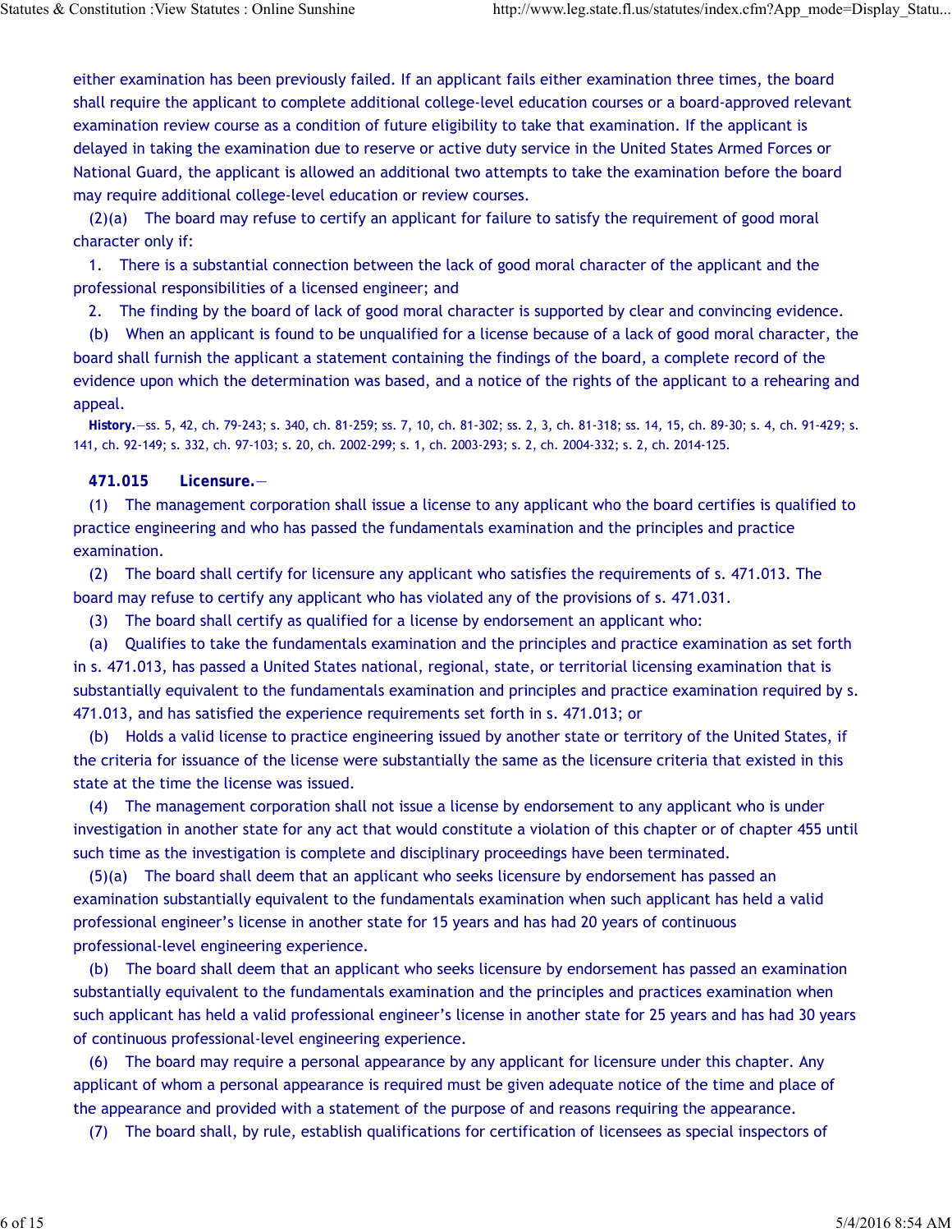either examination has been previously failed. If an applicant fails either examination three times, the board shall require the applicant to complete additional college-level education courses or a board-approved relevant examination review course as a condition of future eligibility to take that examination. If the applicant is delayed in taking the examination due to reserve or active duty service in the United States Armed Forces or National Guard, the applicant is allowed an additional two attempts to take the examination before the board may require additional college-level education or review courses.

(2)(a) The board may refuse to certify an applicant for failure to satisfy the requirement of good moral character only if:

1. There is a substantial connection between the lack of good moral character of the applicant and the professional responsibilities of a licensed engineer; and

2. The finding by the board of lack of good moral character is supported by clear and convincing evidence.

(b) When an applicant is found to be unqualified for a license because of a lack of good moral character, the board shall furnish the applicant a statement containing the findings of the board, a complete record of the evidence upon which the determination was based, and a notice of the rights of the applicant to a rehearing and appeal.

**History.**—ss. 5, 42, ch. 79-243; s. 340, ch. 81-259; ss. 7, 10, ch. 81-302; ss. 2, 3, ch. 81-318; ss. 14, 15, ch. 89-30; s. 4, ch. 91-429; s. 141, ch. 92-149; s. 332, ch. 97-103; s. 20, ch. 2002-299; s. 1, ch. 2003-293; s. 2, ch. 2004-332; s. 2, ch. 2014-125.

**471.015 Licensure.**—

(1) The management corporation shall issue a license to any applicant who the board certifies is qualified to practice engineering and who has passed the fundamentals examination and the principles and practice examination.

(2) The board shall certify for licensure any applicant who satisfies the requirements of s. 471.013. The board may refuse to certify any applicant who has violated any of the provisions of s. 471.031.

(3) The board shall certify as qualified for a license by endorsement an applicant who:

(a) Qualifies to take the fundamentals examination and the principles and practice examination as set forth in s. 471.013, has passed a United States national, regional, state, or territorial licensing examination that is substantially equivalent to the fundamentals examination and principles and practice examination required by s. 471.013, and has satisfied the experience requirements set forth in s. 471.013; or

(b) Holds a valid license to practice engineering issued by another state or territory of the United States, if the criteria for issuance of the license were substantially the same as the licensure criteria that existed in this state at the time the license was issued.

(4) The management corporation shall not issue a license by endorsement to any applicant who is under investigation in another state for any act that would constitute a violation of this chapter or of chapter 455 until such time as the investigation is complete and disciplinary proceedings have been terminated.

(5)(a) The board shall deem that an applicant who seeks licensure by endorsement has passed an examination substantially equivalent to the fundamentals examination when such applicant has held a valid professional engineer's license in another state for 15 years and has had 20 years of continuous professional-level engineering experience.

(b) The board shall deem that an applicant who seeks licensure by endorsement has passed an examination substantially equivalent to the fundamentals examination and the principles and practices examination when such applicant has held a valid professional engineer's license in another state for 25 years and has had 30 years of continuous professional-level engineering experience.

(6) The board may require a personal appearance by any applicant for licensure under this chapter. Any applicant of whom a personal appearance is required must be given adequate notice of the time and place of the appearance and provided with a statement of the purpose of and reasons requiring the appearance.

(7) The board shall, by rule, establish qualifications for certification of licensees as special inspectors of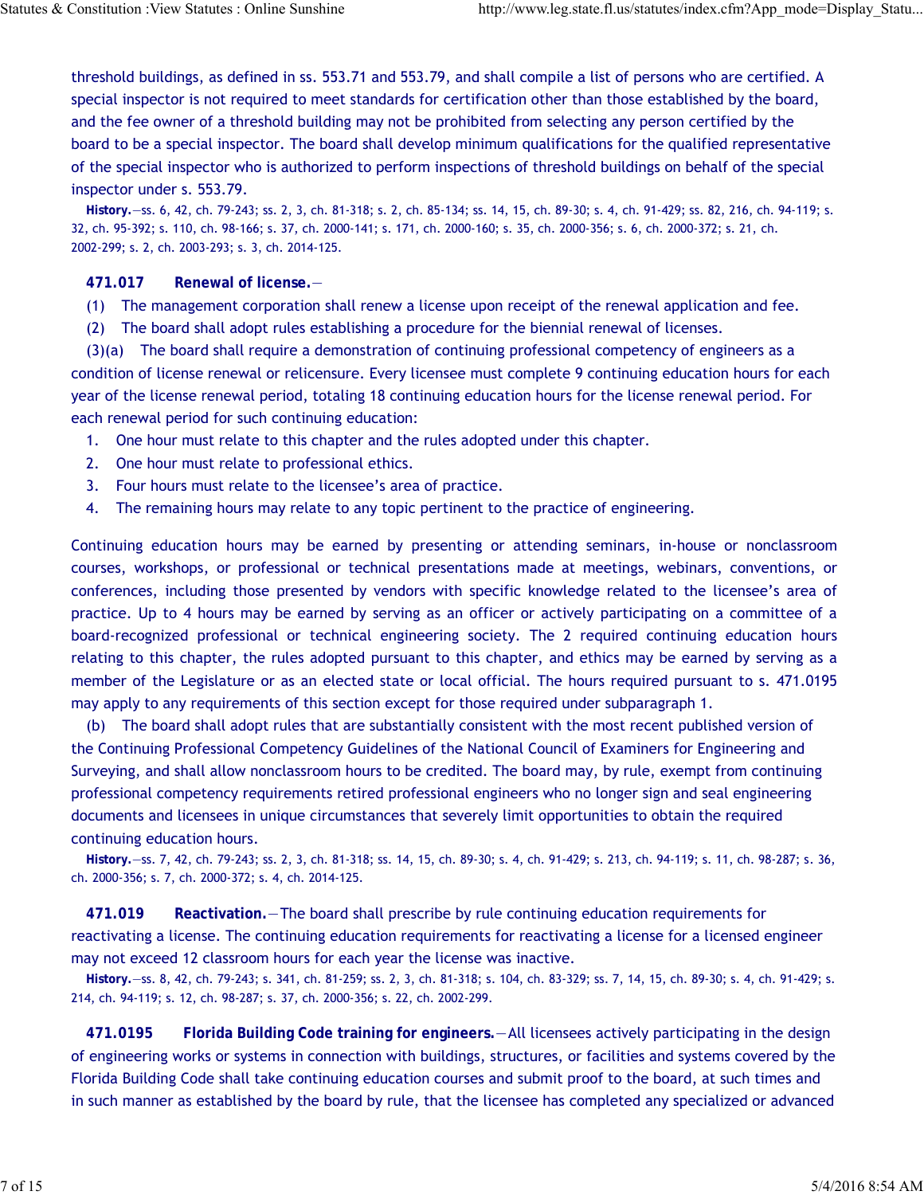threshold buildings, as defined in ss. 553.71 and 553.79, and shall compile a list of persons who are certified. A special inspector is not required to meet standards for certification other than those established by the board, and the fee owner of a threshold building may not be prohibited from selecting any person certified by the board to be a special inspector. The board shall develop minimum qualifications for the qualified representative of the special inspector who is authorized to perform inspections of threshold buildings on behalf of the special inspector under s. 553.79.

**History.**—ss. 6, 42, ch. 79-243; ss. 2, 3, ch. 81-318; s. 2, ch. 85-134; ss. 14, 15, ch. 89-30; s. 4, ch. 91-429; ss. 82, 216, ch. 94-119; s. 32, ch. 95-392; s. 110, ch. 98-166; s. 37, ch. 2000-141; s. 171, ch. 2000-160; s. 35, ch. 2000-356; s. 6, ch. 2000-372; s. 21, ch. 2002-299; s. 2, ch. 2003-293; s. 3, ch. 2014-125.

**471.017 Renewal of license.**—

(1) The management corporation shall renew a license upon receipt of the renewal application and fee.

(2) The board shall adopt rules establishing a procedure for the biennial renewal of licenses.

(3)(a) The board shall require a demonstration of continuing professional competency of engineers as a condition of license renewal or relicensure. Every licensee must complete 9 continuing education hours for each year of the license renewal period, totaling 18 continuing education hours for the license renewal period. For each renewal period for such continuing education:

1. One hour must relate to this chapter and the rules adopted under this chapter.
2. One hour must relate to professional ethics.
3. Four hours must relate to the licensee's area of practice.
4. The remaining hours may relate to any topic pertinent to the practice of engineering.

Continuing education hours may be earned by presenting or attending seminars, in-house or nonclassroom courses, workshops, or professional or technical presentations made at meetings, webinars, conventions, or conferences, including those presented by vendors with specific knowledge related to the licensee's area of practice. Up to 4 hours may be earned by serving as an officer or actively participating on a committee of a board-recognized professional or technical engineering society. The 2 required continuing education hours relating to this chapter, the rules adopted pursuant to this chapter, and ethics may be earned by serving as a member of the Legislature or as an elected state or local official. The hours required pursuant to s. 471.0195 may apply to any requirements of this section except for those required under subparagraph 1.

(b) The board shall adopt rules that are substantially consistent with the most recent published version of the Continuing Professional Competency Guidelines of the National Council of Examiners for Engineering and Surveying, and shall allow nonclassroom hours to be credited. The board may, by rule, exempt from continuing professional competency requirements retired professional engineers who no longer sign and seal engineering documents and licensees in unique circumstances that severely limit opportunities to obtain the required continuing education hours.

**History.**—ss. 7, 42, ch. 79-243; ss. 2, 3, ch. 81-318; ss. 14, 15, ch. 89-30; s. 4, ch. 91-429; s. 213, ch. 94-119; s. 11, ch. 98-287; s. 36, ch. 2000-356; s. 7, ch. 2000-372; s. 4, ch. 2014-125.

**471.019 Reactivation.**—The board shall prescribe by rule continuing education requirements for reactivating a license. The continuing education requirements for reactivating a license for a licensed engineer may not exceed 12 classroom hours for each year the license was inactive.

**History.**—ss. 8, 42, ch. 79-243; s. 341, ch. 81-259; ss. 2, 3, ch. 81-318; s. 104, ch. 83-329; ss. 7, 14, 15, ch. 89-30; s. 4, ch. 91-429; s. 214, ch. 94-119; s. 12, ch. 98-287; s. 37, ch. 2000-356; s. 22, ch. 2002-299.

**471.0195 Florida Building Code training for engineers.**—All licensees actively participating in the design of engineering works or systems in connection with buildings, structures, or facilities and systems covered by the Florida Building Code shall take continuing education courses and submit proof to the board, at such times and in such manner as established by the board by rule, that the licensee has completed any specialized or advanced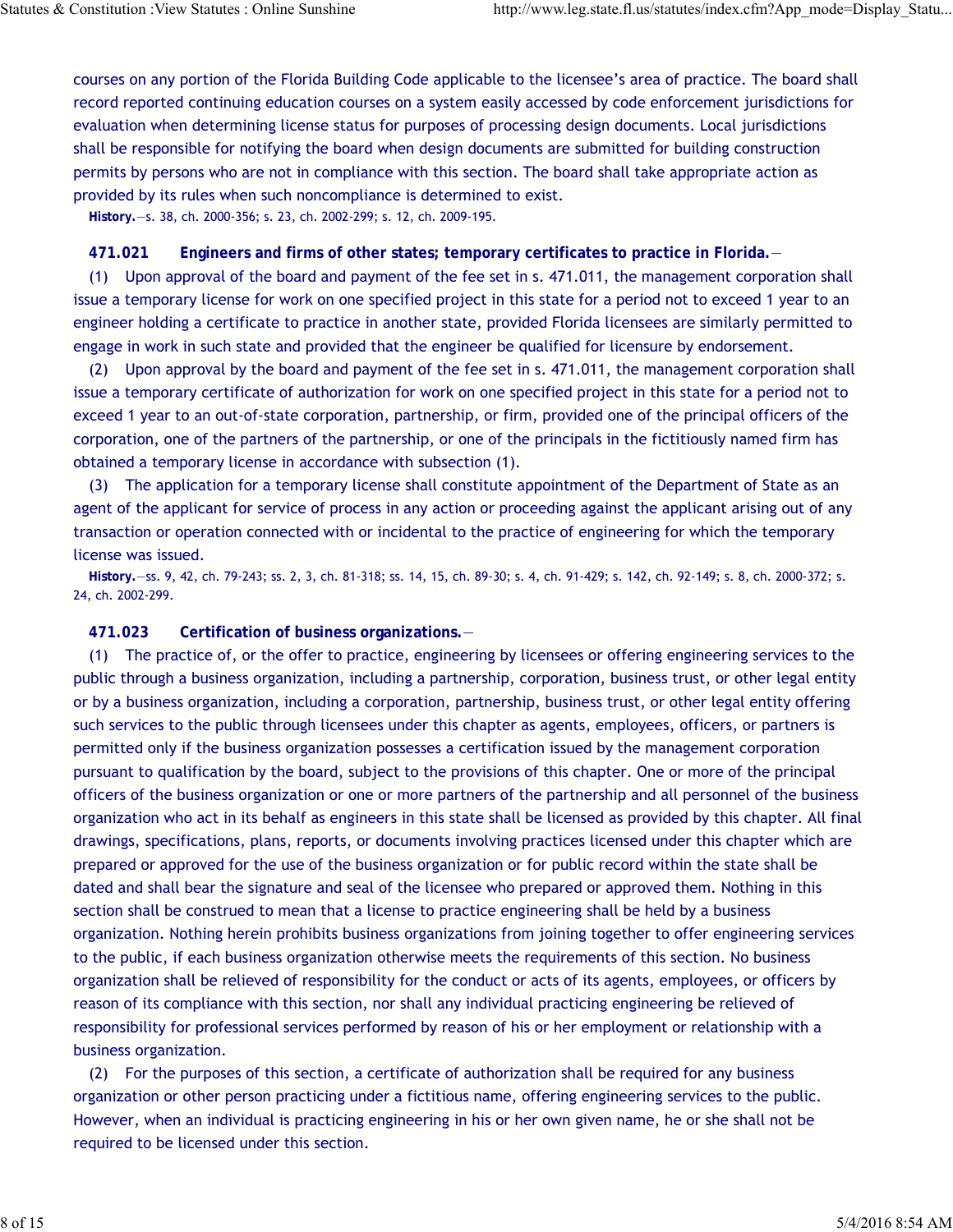courses on any portion of the Florida Building Code applicable to the licensee's area of practice. The board shall record reported continuing education courses on a system easily accessed by code enforcement jurisdictions for evaluation when determining license status for purposes of processing design documents. Local jurisdictions shall be responsible for notifying the board when design documents are submitted for building construction permits by persons who are not in compliance with this section. The board shall take appropriate action as provided by its rules when such noncompliance is determined to exist.

**History.**—s. 38, ch. 2000-356; s. 23, ch. 2002-299; s. 12, ch. 2009-195.

**471.021 Engineers and firms of other states; temporary certificates to practice in Florida.**—

(1) Upon approval of the board and payment of the fee set in s. 471.011, the management corporation shall issue a temporary license for work on one specified project in this state for a period not to exceed 1 year to an engineer holding a certificate to practice in another state, provided Florida licensees are similarly permitted to engage in work in such state and provided that the engineer be qualified for licensure by endorsement.

(2) Upon approval by the board and payment of the fee set in s. 471.011, the management corporation shall issue a temporary certificate of authorization for work on one specified project in this state for a period not to exceed 1 year to an out-of-state corporation, partnership, or firm, provided one of the principal officers of the corporation, one of the partners of the partnership, or one of the principals in the fictitiously named firm has obtained a temporary license in accordance with subsection (1).

(3) The application for a temporary license shall constitute appointment of the Department of State as an agent of the applicant for service of process in any action or proceeding against the applicant arising out of any transaction or operation connected with or incidental to the practice of engineering for which the temporary license was issued.

**History.**—ss. 9, 42, ch. 79-243; ss. 2, 3, ch. 81-318; ss. 14, 15, ch. 89-30; s. 4, ch. 91-429; s. 142, ch. 92-149; s. 8, ch. 2000-372; s. 24, ch. 2002-299.

**471.023 Certification of business organizations.**—

(1) The practice of, or the offer to practice, engineering by licensees or offering engineering services to the public through a business organization, including a partnership, corporation, business trust, or other legal entity or by a business organization, including a corporation, partnership, business trust, or other legal entity offering such services to the public through licensees under this chapter as agents, employees, officers, or partners is permitted only if the business organization possesses a certification issued by the management corporation pursuant to qualification by the board, subject to the provisions of this chapter. One or more of the principal officers of the business organization or one or more partners of the partnership and all personnel of the business organization who act in its behalf as engineers in this state shall be licensed as provided by this chapter. All final drawings, specifications, plans, reports, or documents involving practices licensed under this chapter which are prepared or approved for the use of the business organization or for public record within the state shall be dated and shall bear the signature and seal of the licensee who prepared or approved them. Nothing in this section shall be construed to mean that a license to practice engineering shall be held by a business organization. Nothing herein prohibits business organizations from joining together to offer engineering services to the public, if each business organization otherwise meets the requirements of this section. No business organization shall be relieved of responsibility for the conduct or acts of its agents, employees, or officers by reason of its compliance with this section, nor shall any individual practicing engineering be relieved of responsibility for professional services performed by reason of his or her employment or relationship with a business organization.

(2) For the purposes of this section, a certificate of authorization shall be required for any business organization or other person practicing under a fictitious name, offering engineering services to the public. However, when an individual is practicing engineering in his or her own given name, he or she shall not be required to be licensed under this section.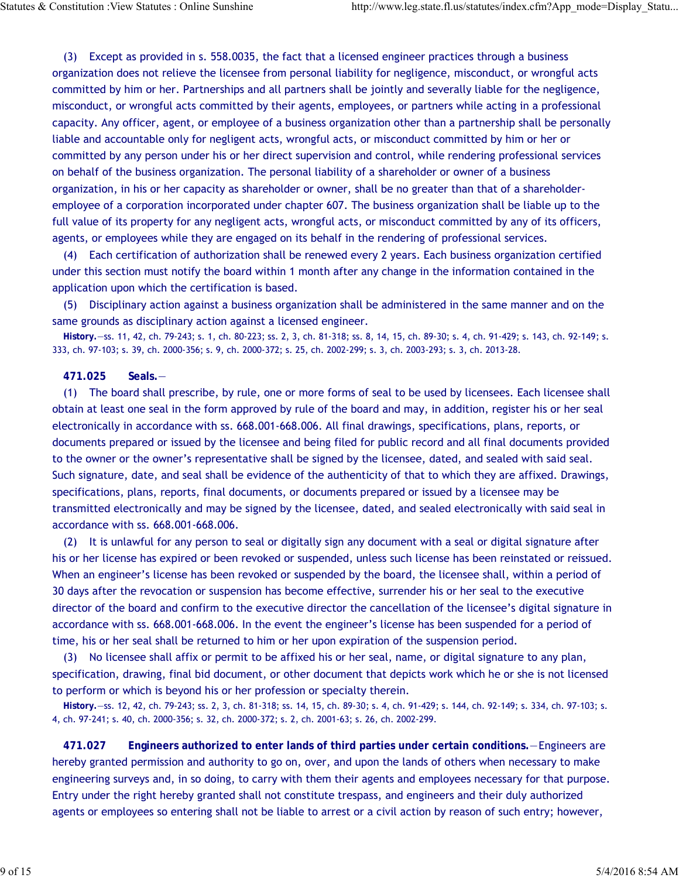(3) Except as provided in s. 558.0035, the fact that a licensed engineer practices through a business organization does not relieve the licensee from personal liability for negligence, misconduct, or wrongful acts committed by him or her. Partnerships and all partners shall be jointly and severally liable for the negligence, misconduct, or wrongful acts committed by their agents, employees, or partners while acting in a professional capacity. Any officer, agent, or employee of a business organization other than a partnership shall be personally liable and accountable only for negligent acts, wrongful acts, or misconduct committed by him or her or committed by any person under his or her direct supervision and control, while rendering professional services on behalf of the business organization. The personal liability of a shareholder or owner of a business organization, in his or her capacity as shareholder or owner, shall be no greater than that of a shareholder-employee of a corporation incorporated under chapter 607. The business organization shall be liable up to the full value of its property for any negligent acts, wrongful acts, or misconduct committed by any of its officers, agents, or employees while they are engaged on its behalf in the rendering of professional services.

(4) Each certification of authorization shall be renewed every 2 years. Each business organization certified under this section must notify the board within 1 month after any change in the information contained in the application upon which the certification is based.

(5) Disciplinary action against a business organization shall be administered in the same manner and on the same grounds as disciplinary action against a licensed engineer.

**History.**—ss. 11, 42, ch. 79-243; s. 1, ch. 80-223; ss. 2, 3, ch. 81-318; ss. 8, 14, 15, ch. 89-30; s. 4, ch. 91-429; s. 143, ch. 92-149; s. 333, ch. 97-103; s. 39, ch. 2000-356; s. 9, ch. 2000-372; s. 25, ch. 2002-299; s. 3, ch. 2003-293; s. 3, ch. 2013-28.

**471.025 Seals.**—

(1) The board shall prescribe, by rule, one or more forms of seal to be used by licensees. Each licensee shall obtain at least one seal in the form approved by rule of the board and may, in addition, register his or her seal electronically in accordance with ss. 668.001-668.006. All final drawings, specifications, plans, reports, or documents prepared or issued by the licensee and being filed for public record and all final documents provided to the owner or the owner's representative shall be signed by the licensee, dated, and sealed with said seal. Such signature, date, and seal shall be evidence of the authenticity of that to which they are affixed. Drawings, specifications, plans, reports, final documents, or documents prepared or issued by a licensee may be transmitted electronically and may be signed by the licensee, dated, and sealed electronically with said seal in accordance with ss. 668.001-668.006.

(2) It is unlawful for any person to seal or digitally sign any document with a seal or digital signature after his or her license has expired or been revoked or suspended, unless such license has been reinstated or reissued. When an engineer's license has been revoked or suspended by the board, the licensee shall, within a period of 30 days after the revocation or suspension has become effective, surrender his or her seal to the executive director of the board and confirm to the executive director the cancellation of the licensee's digital signature in accordance with ss. 668.001-668.006. In the event the engineer's license has been suspended for a period of time, his or her seal shall be returned to him or her upon expiration of the suspension period.

(3) No licensee shall affix or permit to be affixed his or her seal, name, or digital signature to any plan, specification, drawing, final bid document, or other document that depicts work which he or she is not licensed to perform or which is beyond his or her profession or specialty therein.

**History.**—ss. 12, 42, ch. 79-243; ss. 2, 3, ch. 81-318; ss. 14, 15, ch. 89-30; s. 4, ch. 91-429; s. 144, ch. 92-149; s. 334, ch. 97-103; s. 4, ch. 97-241; s. 40, ch. 2000-356; s. 32, ch. 2000-372; s. 2, ch. 2001-63; s. 26, ch. 2002-299.

**471.027 Engineers authorized to enter lands of third parties under certain conditions.**—Engineers are hereby granted permission and authority to go on, over, and upon the lands of others when necessary to make engineering surveys and, in so doing, to carry with them their agents and employees necessary for that purpose. Entry under the right hereby granted shall not constitute trespass, and engineers and their duly authorized agents or employees so entering shall not be liable to arrest or a civil action by reason of such entry; however,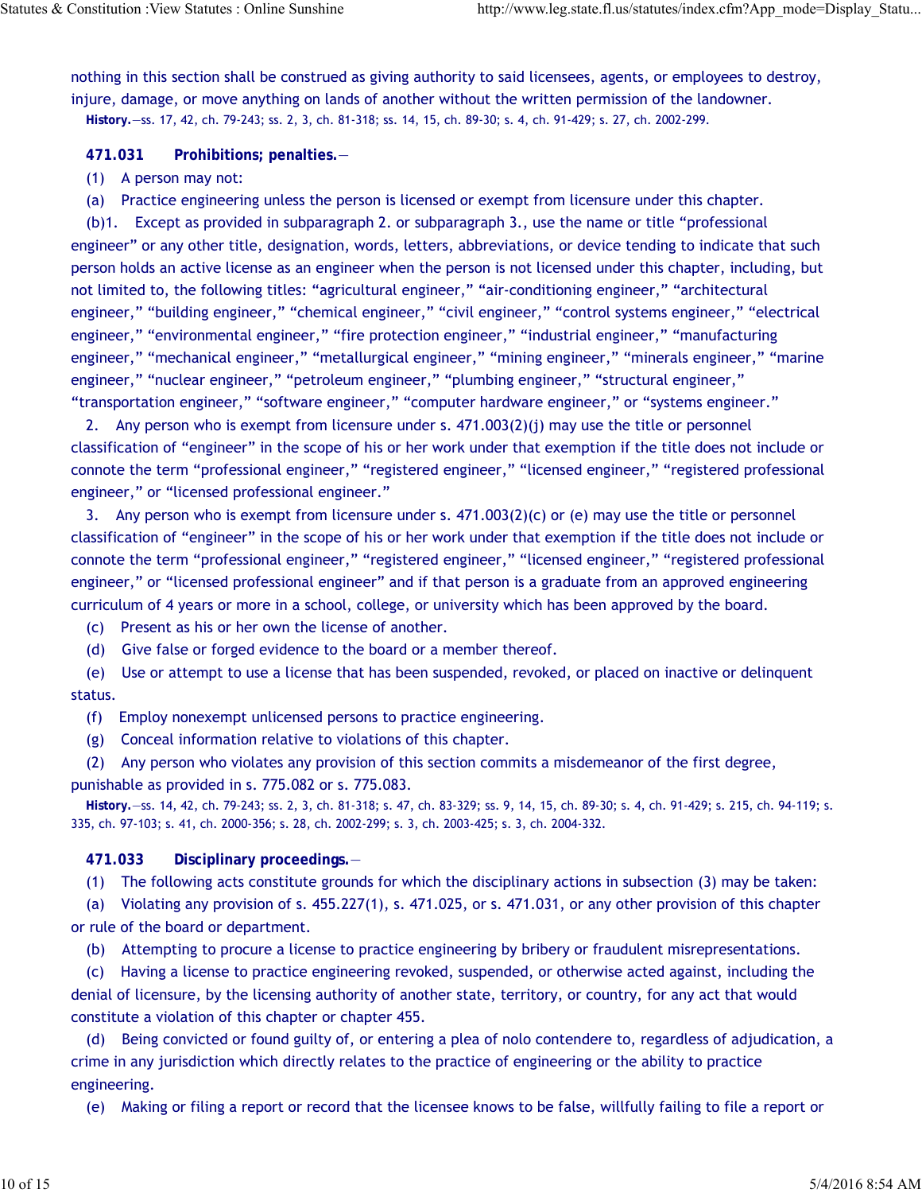nothing in this section shall be construed as giving authority to said licensees, agents, or employees to destroy, injure, damage, or move anything on lands of another without the written permission of the landowner.

**History.**—ss. 17, 42, ch. 79-243; ss. 2, 3, ch. 81-318; ss. 14, 15, ch. 89-30; s. 4, ch. 91-429; s. 27, ch. 2002-299.

**471.031 Prohibitions; penalties.**—

(1) A person may not:

(a) Practice engineering unless the person is licensed or exempt from licensure under this chapter.

(b)1. Except as provided in subparagraph 2. or subparagraph 3., use the name or title "professional engineer" or any other title, designation, words, letters, abbreviations, or device tending to indicate that such person holds an active license as an engineer when the person is not licensed under this chapter, including, but not limited to, the following titles: "agricultural engineer," "air-conditioning engineer," "architectural engineer," "building engineer," "chemical engineer," "civil engineer," "control systems engineer," "electrical engineer," "environmental engineer," "fire protection engineer," "industrial engineer," "manufacturing engineer," "mechanical engineer," "metallurgical engineer," "mining engineer," "minerals engineer," "marine engineer," "nuclear engineer," "petroleum engineer," "plumbing engineer," "structural engineer," "transportation engineer," "software engineer," "computer hardware engineer," or "systems engineer."

2. Any person who is exempt from licensure under s. 471.003(2)(j) may use the title or personnel classification of "engineer" in the scope of his or her work under that exemption if the title does not include or connote the term "professional engineer," "registered engineer," "licensed engineer," "registered professional engineer," or "licensed professional engineer."

3. Any person who is exempt from licensure under s. 471.003(2)(c) or (e) may use the title or personnel classification of "engineer" in the scope of his or her work under that exemption if the title does not include or connote the term "professional engineer," "registered engineer," "licensed engineer," "registered professional engineer," or "licensed professional engineer" and if that person is a graduate from an approved engineering curriculum of 4 years or more in a school, college, or university which has been approved by the board.

(c) Present as his or her own the license of another.

(d) Give false or forged evidence to the board or a member thereof.

(e) Use or attempt to use a license that has been suspended, revoked, or placed on inactive or delinquent status.

(f) Employ nonexempt unlicensed persons to practice engineering.

(g) Conceal information relative to violations of this chapter.

(2) Any person who violates any provision of this section commits a misdemeanor of the first degree, punishable as provided in s. 775.082 or s. 775.083.

**History.**—ss. 14, 42, ch. 79-243; ss. 2, 3, ch. 81-318; s. 47, ch. 83-329; ss. 9, 14, 15, ch. 89-30; s. 4, ch. 91-429; s. 215, ch. 94-119; s. 335, ch. 97-103; s. 41, ch. 2000-356; s. 28, ch. 2002-299; s. 3, ch. 2003-425; s. 3, ch. 2004-332.

**471.033 Disciplinary proceedings.**—

(1) The following acts constitute grounds for which the disciplinary actions in subsection (3) may be taken:

(a) Violating any provision of s. 455.227(1), s. 471.025, or s. 471.031, or any other provision of this chapter or rule of the board or department.

(b) Attempting to procure a license to practice engineering by bribery or fraudulent misrepresentations.

(c) Having a license to practice engineering revoked, suspended, or otherwise acted against, including the denial of licensure, by the licensing authority of another state, territory, or country, for any act that would constitute a violation of this chapter or chapter 455.

(d) Being convicted or found guilty of, or entering a plea of nolo contendere to, regardless of adjudication, a crime in any jurisdiction which directly relates to the practice of engineering or the ability to practice engineering.

(e) Making or filing a report or record that the licensee knows to be false, willfully failing to file a report or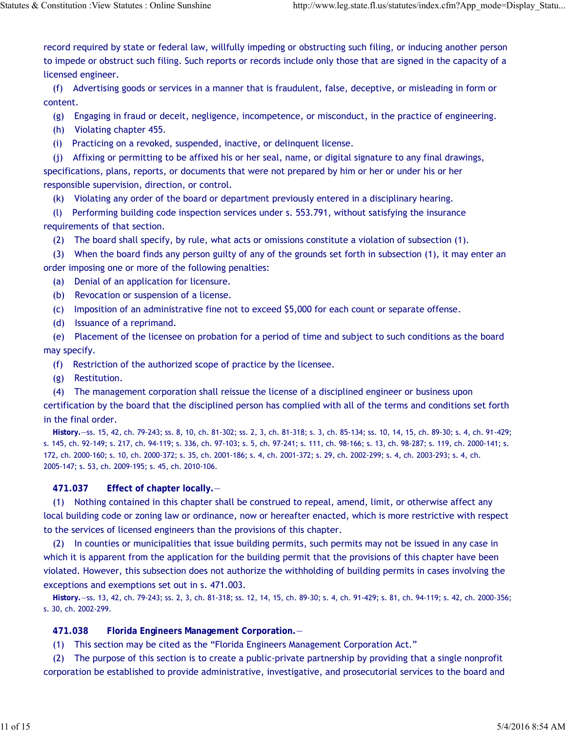record required by state or federal law, willfully impeding or obstructing such filing, or inducing another person to impede or obstruct such filing. Such reports or records include only those that are signed in the capacity of a licensed engineer.

(f) Advertising goods or services in a manner that is fraudulent, false, deceptive, or misleading in form or content.

(g) Engaging in fraud or deceit, negligence, incompetence, or misconduct, in the practice of engineering.

(h) Violating chapter 455.

(i) Practicing on a revoked, suspended, inactive, or delinquent license.

(j) Affixing or permitting to be affixed his or her seal, name, or digital signature to any final drawings, specifications, plans, reports, or documents that were not prepared by him or her or under his or her responsible supervision, direction, or control.

(k) Violating any order of the board or department previously entered in a disciplinary hearing.

(l) Performing building code inspection services under s. 553.791, without satisfying the insurance requirements of that section.

(2) The board shall specify, by rule, what acts or omissions constitute a violation of subsection (1).

(3) When the board finds any person guilty of any of the grounds set forth in subsection (1), it may enter an order imposing one or more of the following penalties:

(a) Denial of an application for licensure.

(b) Revocation or suspension of a license.

(c) Imposition of an administrative fine not to exceed $5,000 for each count or separate offense.

(d) Issuance of a reprimand.

(e) Placement of the licensee on probation for a period of time and subject to such conditions as the board may specify.

(f) Restriction of the authorized scope of practice by the licensee.

(g) Restitution.

(4) The management corporation shall reissue the license of a disciplined engineer or business upon certification by the board that the disciplined person has complied with all of the terms and conditions set forth in the final order.

**History.**—ss. 15, 42, ch. 79-243; ss. 8, 10, ch. 81-302; ss. 2, 3, ch. 81-318; s. 3, ch. 85-134; ss. 10, 14, 15, ch. 89-30; s. 4, ch. 91-429; s. 145, ch. 92-149; s. 217, ch. 94-119; s. 336, ch. 97-103; s. 5, ch. 97-241; s. 111, ch. 98-166; s. 13, ch. 98-287; s. 119, ch. 2000-141; s. 172, ch. 2000-160; s. 10, ch. 2000-372; s. 35, ch. 2001-186; s. 4, ch. 2001-372; s. 29, ch. 2002-299; s. 4, ch. 2003-293; s. 4, ch. 2005-147; s. 53, ch. 2009-195; s. 45, ch. 2010-106.

**471.037 Effect of chapter locally.**—

(1) Nothing contained in this chapter shall be construed to repeal, amend, limit, or otherwise affect any local building code or zoning law or ordinance, now or hereafter enacted, which is more restrictive with respect to the services of licensed engineers than the provisions of this chapter.

(2) In counties or municipalities that issue building permits, such permits may not be issued in any case in which it is apparent from the application for the building permit that the provisions of this chapter have been violated. However, this subsection does not authorize the withholding of building permits in cases involving the exceptions and exemptions set out in s. 471.003.

**History.**—ss. 13, 42, ch. 79-243; ss. 2, 3, ch. 81-318; ss. 12, 14, 15, ch. 89-30; s. 4, ch. 91-429; s. 81, ch. 94-119; s. 42, ch. 2000-356; s. 30, ch. 2002-299.

**471.038 Florida Engineers Management Corporation.**—

(1) This section may be cited as the "Florida Engineers Management Corporation Act."

(2) The purpose of this section is to create a public-private partnership by providing that a single nonprofit corporation be established to provide administrative, investigative, and prosecutorial services to the board and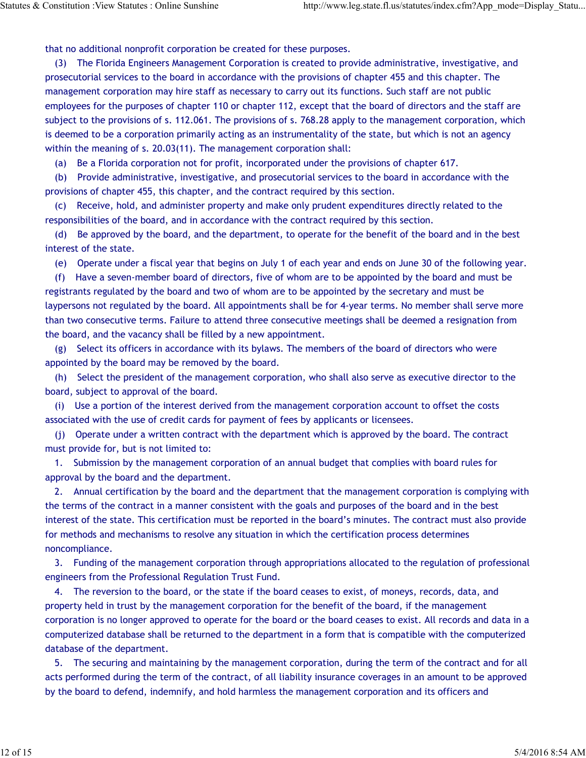that no additional nonprofit corporation be created for these purposes.

(3) The Florida Engineers Management Corporation is created to provide administrative, investigative, and prosecutorial services to the board in accordance with the provisions of chapter 455 and this chapter. The management corporation may hire staff as necessary to carry out its functions. Such staff are not public employees for the purposes of chapter 110 or chapter 112, except that the board of directors and the staff are subject to the provisions of s. 112.061. The provisions of s. 768.28 apply to the management corporation, which is deemed to be a corporation primarily acting as an instrumentality of the state, but which is not an agency within the meaning of s. 20.03(11). The management corporation shall:

(a) Be a Florida corporation not for profit, incorporated under the provisions of chapter 617.

(b) Provide administrative, investigative, and prosecutorial services to the board in accordance with the provisions of chapter 455, this chapter, and the contract required by this section.

(c) Receive, hold, and administer property and make only prudent expenditures directly related to the responsibilities of the board, and in accordance with the contract required by this section.

(d) Be approved by the board, and the department, to operate for the benefit of the board and in the best interest of the state.

(e) Operate under a fiscal year that begins on July 1 of each year and ends on June 30 of the following year.

(f) Have a seven-member board of directors, five of whom are to be appointed by the board and must be registrants regulated by the board and two of whom are to be appointed by the secretary and must be laypersons not regulated by the board. All appointments shall be for 4-year terms. No member shall serve more than two consecutive terms. Failure to attend three consecutive meetings shall be deemed a resignation from the board, and the vacancy shall be filled by a new appointment.

(g) Select its officers in accordance with its bylaws. The members of the board of directors who were appointed by the board may be removed by the board.

(h) Select the president of the management corporation, who shall also serve as executive director to the board, subject to approval of the board.

(i) Use a portion of the interest derived from the management corporation account to offset the costs associated with the use of credit cards for payment of fees by applicants or licensees.

(j) Operate under a written contract with the department which is approved by the board. The contract must provide for, but is not limited to:

1. Submission by the management corporation of an annual budget that complies with board rules for approval by the board and the department.

2. Annual certification by the board and the department that the management corporation is complying with the terms of the contract in a manner consistent with the goals and purposes of the board and in the best interest of the state. This certification must be reported in the board's minutes. The contract must also provide for methods and mechanisms to resolve any situation in which the certification process determines noncompliance.

3. Funding of the management corporation through appropriations allocated to the regulation of professional engineers from the Professional Regulation Trust Fund.

4. The reversion to the board, or the state if the board ceases to exist, of moneys, records, data, and property held in trust by the management corporation for the benefit of the board, if the management corporation is no longer approved to operate for the board or the board ceases to exist. All records and data in a computerized database shall be returned to the department in a form that is compatible with the computerized database of the department.

5. The securing and maintaining by the management corporation, during the term of the contract and for all acts performed during the term of the contract, of all liability insurance coverages in an amount to be approved by the board to defend, indemnify, and hold harmless the management corporation and its officers and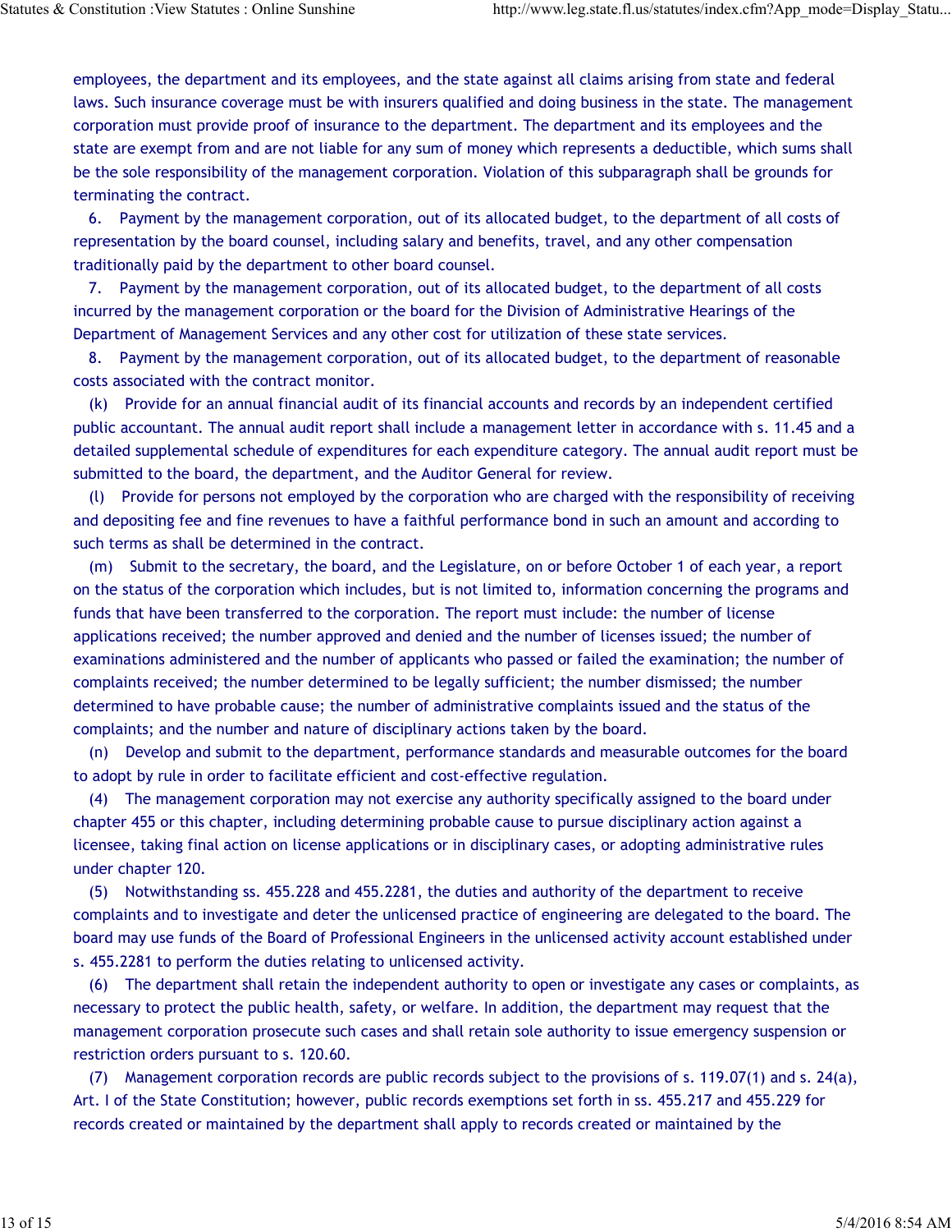employees, the department and its employees, and the state against all claims arising from state and federal laws. Such insurance coverage must be with insurers qualified and doing business in the state. The management corporation must provide proof of insurance to the department. The department and its employees and the state are exempt from and are not liable for any sum of money which represents a deductible, which sums shall be the sole responsibility of the management corporation. Violation of this subparagraph shall be grounds for terminating the contract.

6. Payment by the management corporation, out of its allocated budget, to the department of all costs of representation by the board counsel, including salary and benefits, travel, and any other compensation traditionally paid by the department to other board counsel.

7. Payment by the management corporation, out of its allocated budget, to the department of all costs incurred by the management corporation or the board for the Division of Administrative Hearings of the Department of Management Services and any other cost for utilization of these state services.

8. Payment by the management corporation, out of its allocated budget, to the department of reasonable costs associated with the contract monitor.

(k) Provide for an annual financial audit of its financial accounts and records by an independent certified public accountant. The annual audit report shall include a management letter in accordance with s. 11.45 and a detailed supplemental schedule of expenditures for each expenditure category. The annual audit report must be submitted to the board, the department, and the Auditor General for review.

(l) Provide for persons not employed by the corporation who are charged with the responsibility of receiving and depositing fee and fine revenues to have a faithful performance bond in such an amount and according to such terms as shall be determined in the contract.

(m) Submit to the secretary, the board, and the Legislature, on or before October 1 of each year, a report on the status of the corporation which includes, but is not limited to, information concerning the programs and funds that have been transferred to the corporation. The report must include: the number of license applications received; the number approved and denied and the number of licenses issued; the number of examinations administered and the number of applicants who passed or failed the examination; the number of complaints received; the number determined to be legally sufficient; the number dismissed; the number determined to have probable cause; the number of administrative complaints issued and the status of the complaints; and the number and nature of disciplinary actions taken by the board.

(n) Develop and submit to the department, performance standards and measurable outcomes for the board to adopt by rule in order to facilitate efficient and cost-effective regulation.

(4) The management corporation may not exercise any authority specifically assigned to the board under chapter 455 or this chapter, including determining probable cause to pursue disciplinary action against a licensee, taking final action on license applications or in disciplinary cases, or adopting administrative rules under chapter 120.

(5) Notwithstanding ss. 455.228 and 455.2281, the duties and authority of the department to receive complaints and to investigate and deter the unlicensed practice of engineering are delegated to the board. The board may use funds of the Board of Professional Engineers in the unlicensed activity account established under s. 455.2281 to perform the duties relating to unlicensed activity.

(6) The department shall retain the independent authority to open or investigate any cases or complaints, as necessary to protect the public health, safety, or welfare. In addition, the department may request that the management corporation prosecute such cases and shall retain sole authority to issue emergency suspension or restriction orders pursuant to s. 120.60.

(7) Management corporation records are public records subject to the provisions of s. 119.07(1) and s. 24(a), Art. I of the State Constitution; however, public records exemptions set forth in ss. 455.217 and 455.229 for records created or maintained by the department shall apply to records created or maintained by the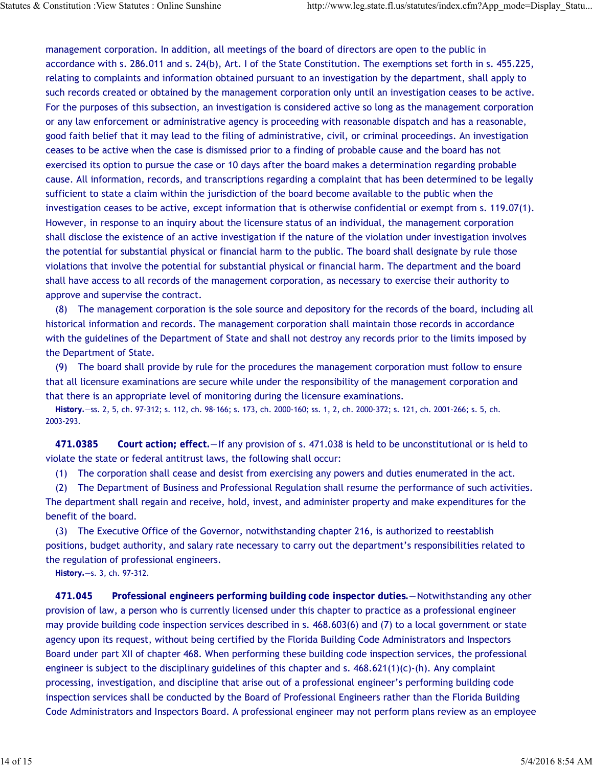management corporation. In addition, all meetings of the board of directors are open to the public in accordance with s. 286.011 and s. 24(b), Art. I of the State Constitution. The exemptions set forth in s. 455.225, relating to complaints and information obtained pursuant to an investigation by the department, shall apply to such records created or obtained by the management corporation only until an investigation ceases to be active. For the purposes of this subsection, an investigation is considered active so long as the management corporation or any law enforcement or administrative agency is proceeding with reasonable dispatch and has a reasonable, good faith belief that it may lead to the filing of administrative, civil, or criminal proceedings. An investigation ceases to be active when the case is dismissed prior to a finding of probable cause and the board has not exercised its option to pursue the case or 10 days after the board makes a determination regarding probable cause. All information, records, and transcriptions regarding a complaint that has been determined to be legally sufficient to state a claim within the jurisdiction of the board become available to the public when the investigation ceases to be active, except information that is otherwise confidential or exempt from s. 119.07(1). However, in response to an inquiry about the licensure status of an individual, the management corporation shall disclose the existence of an active investigation if the nature of the violation under investigation involves the potential for substantial physical or financial harm to the public. The board shall designate by rule those violations that involve the potential for substantial physical or financial harm. The department and the board shall have access to all records of the management corporation, as necessary to exercise their authority to approve and supervise the contract.

(8) The management corporation is the sole source and depository for the records of the board, including all historical information and records. The management corporation shall maintain those records in accordance with the guidelines of the Department of State and shall not destroy any records prior to the limits imposed by the Department of State.

(9) The board shall provide by rule for the procedures the management corporation must follow to ensure that all licensure examinations are secure while under the responsibility of the management corporation and that there is an appropriate level of monitoring during the licensure examinations.

**History.**—ss. 2, 5, ch. 97-312; s. 112, ch. 98-166; s. 173, ch. 2000-160; ss. 1, 2, ch. 2000-372; s. 121, ch. 2001-266; s. 5, ch. 2003-293.

**471.0385 Court action; effect.**—If any provision of s. 471.038 is held to be unconstitutional or is held to violate the state or federal antitrust laws, the following shall occur:

(1) The corporation shall cease and desist from exercising any powers and duties enumerated in the act.

(2) The Department of Business and Professional Regulation shall resume the performance of such activities. The department shall regain and receive, hold, invest, and administer property and make expenditures for the benefit of the board.

(3) The Executive Office of the Governor, notwithstanding chapter 216, is authorized to reestablish positions, budget authority, and salary rate necessary to carry out the department's responsibilities related to the regulation of professional engineers.

**History.**—s. 3, ch. 97-312.

**471.045 Professional engineers performing building code inspector duties.**—Notwithstanding any other provision of law, a person who is currently licensed under this chapter to practice as a professional engineer may provide building code inspection services described in s. 468.603(6) and (7) to a local government or state agency upon its request, without being certified by the Florida Building Code Administrators and Inspectors Board under part XII of chapter 468. When performing these building code inspection services, the professional engineer is subject to the disciplinary guidelines of this chapter and s. 468.621(1)(c)-(h). Any complaint processing, investigation, and discipline that arise out of a professional engineer's performing building code inspection services shall be conducted by the Board of Professional Engineers rather than the Florida Building Code Administrators and Inspectors Board. A professional engineer may not perform plans review as an employee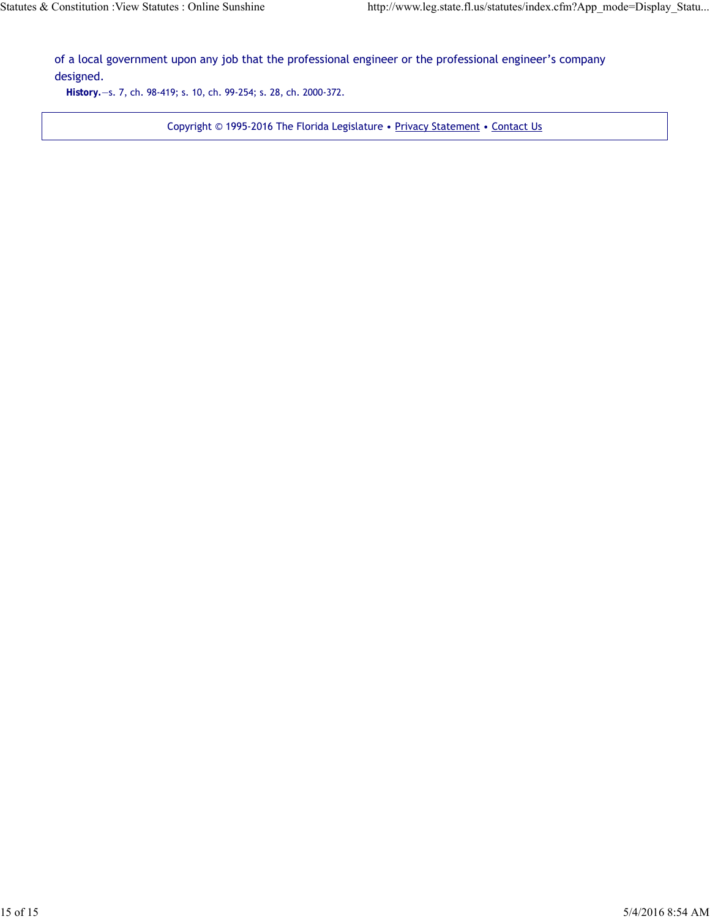of a local government upon any job that the professional engineer or the professional engineer's company designed.

**History.**—s. 7, ch. 98-419; s. 10, ch. 99-254; s. 28, ch. 2000-372.

Copyright © 1995-2016 The Florida Legislature • Privacy Statement • Contact Us